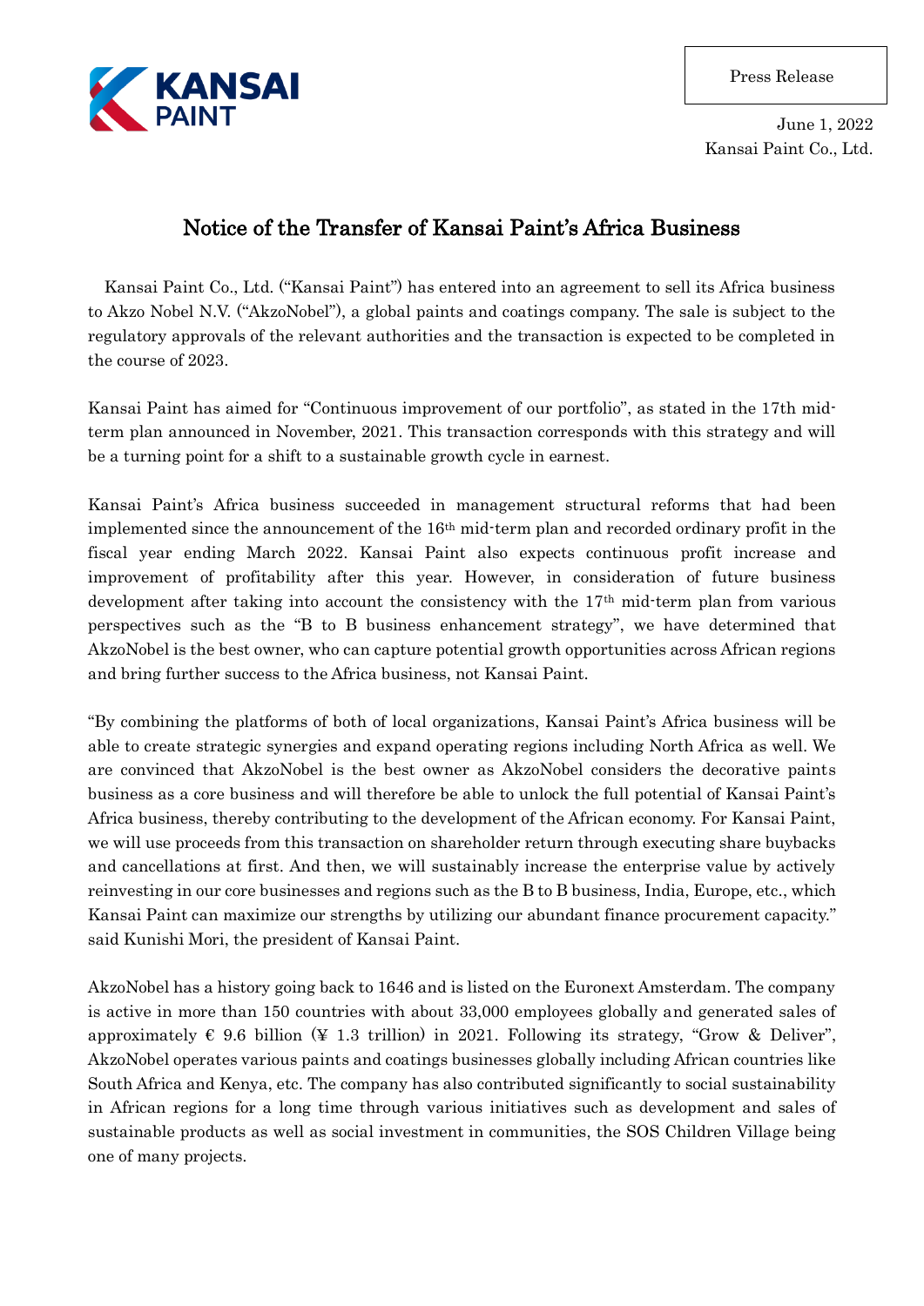KANSAI PAINT

Press Release

June 1, 2022
Kansai Paint Co., Ltd.

# Notice of the Transfer of Kansai Paint's Africa Business

Kansai Paint Co., Ltd. ("Kansai Paint") has entered into an agreement to sell its Africa business to Akzo Nobel N.V. ("AkzoNobel"), a global paints and coatings company. The sale is subject to the regulatory approvals of the relevant authorities and the transaction is expected to be completed in the course of 2023.

Kansai Paint has aimed for "Continuous improvement of our portfolio", as stated in the 17th mid-term plan announced in November, 2021. This transaction corresponds with this strategy and will be a turning point for a shift to a sustainable growth cycle in earnest.

Kansai Paint's Africa business succeeded in management structural reforms that had been implemented since the announcement of the 16th mid-term plan and recorded ordinary profit in the fiscal year ending March 2022. Kansai Paint also expects continuous profit increase and improvement of profitability after this year. However, in consideration of future business development after taking into account the consistency with the 17th mid-term plan from various perspectives such as the "B to B business enhancement strategy", we have determined that AkzoNobel is the best owner, who can capture potential growth opportunities across African regions and bring further success to the Africa business, not Kansai Paint.

"By combining the platforms of both of local organizations, Kansai Paint's Africa business will be able to create strategic synergies and expand operating regions including North Africa as well. We are convinced that AkzoNobel is the best owner as AkzoNobel considers the decorative paints business as a core business and will therefore be able to unlock the full potential of Kansai Paint's Africa business, thereby contributing to the development of the African economy. For Kansai Paint, we will use proceeds from this transaction on shareholder return through executing share buybacks and cancellations at first. And then, we will sustainably increase the enterprise value by actively reinvesting in our core businesses and regions such as the B to B business, India, Europe, etc., which Kansai Paint can maximize our strengths by utilizing our abundant finance procurement capacity." said Kunishi Mori, the president of Kansai Paint.

AkzoNobel has a history going back to 1646 and is listed on the Euronext Amsterdam. The company is active in more than 150 countries with about 33,000 employees globally and generated sales of approximately € 9.6 billion (¥ 1.3 trillion) in 2021. Following its strategy, "Grow & Deliver", AkzoNobel operates various paints and coatings businesses globally including African countries like South Africa and Kenya, etc. The company has also contributed significantly to social sustainability in African regions for a long time through various initiatives such as development and sales of sustainable products as well as social investment in communities, the SOS Children Village being one of many projects.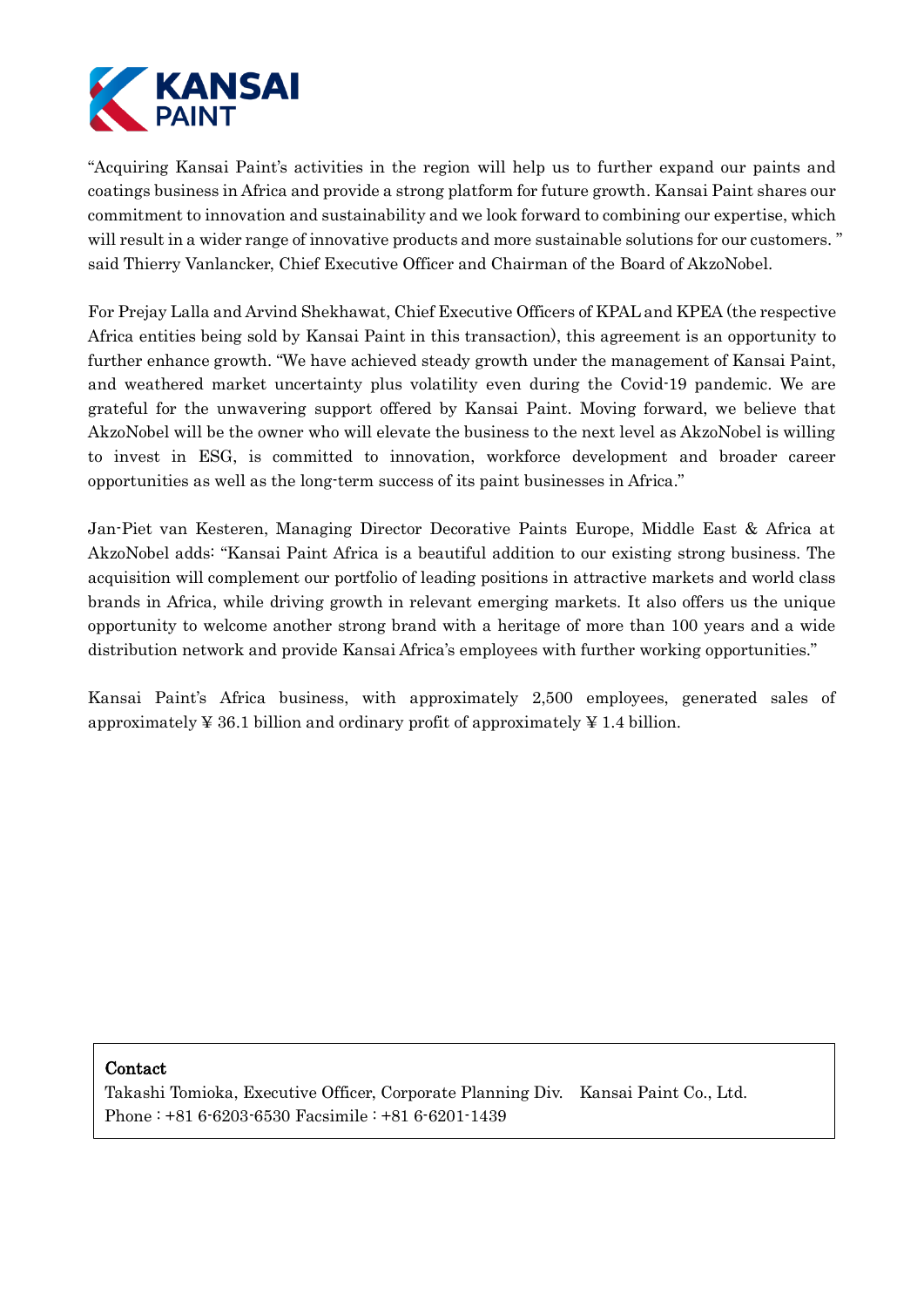"Acquiring Kansai Paint's activities in the region will help us to further expand our paints and coatings business in Africa and provide a strong platform for future growth. Kansai Paint shares our commitment to innovation and sustainability and we look forward to combining our expertise, which will result in a wider range of innovative products and more sustainable solutions for our customers. " said Thierry Vanlancker, Chief Executive Officer and Chairman of the Board of AkzoNobel.

For Prejay Lalla and Arvind Shekhawat, Chief Executive Officers of KPAL and KPEA (the respective Africa entities being sold by Kansai Paint in this transaction), this agreement is an opportunity to further enhance growth. "We have achieved steady growth under the management of Kansai Paint, and weathered market uncertainty plus volatility even during the Covid-19 pandemic. We are grateful for the unwavering support offered by Kansai Paint. Moving forward, we believe that AkzoNobel will be the owner who will elevate the business to the next level as AkzoNobel is willing to invest in ESG, is committed to innovation, workforce development and broader career opportunities as well as the long-term success of its paint businesses in Africa."

Jan-Piet van Kesteren, Managing Director Decorative Paints Europe, Middle East & Africa at AkzoNobel adds: "Kansai Paint Africa is a beautiful addition to our existing strong business. The acquisition will complement our portfolio of leading positions in attractive markets and world class brands in Africa, while driving growth in relevant emerging markets. It also offers us the unique opportunity to welcome another strong brand with a heritage of more than 100 years and a wide distribution network and provide Kansai Africa's employees with further working opportunities."

Kansai Paint's Africa business, with approximately 2,500 employees, generated sales of approximately ¥ 36.1 billion and ordinary profit of approximately ¥ 1.4 billion.

**Contact**

Takashi Tomioka, Executive Officer, Corporate Planning Div.　Kansai Paint Co., Ltd.
Phone : +81 6-6203-6530 Facsimile : +81 6-6201-1439